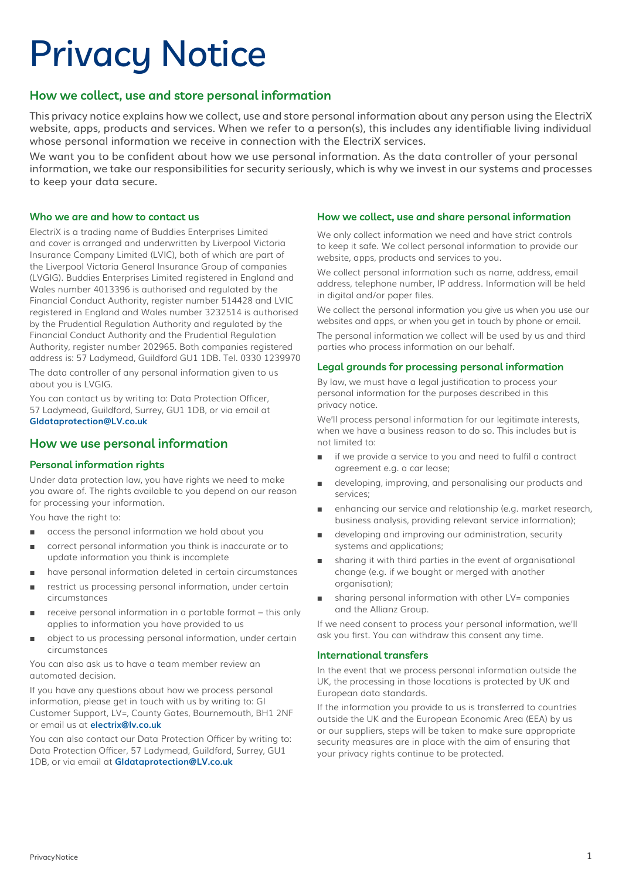# Privacy Notice

## How we collect, use and store personal information

This privacy notice explains how we collect, use and store personal information about any person using the ElectriX website, apps, products and services. When we refer to a person(s), this includes any identifiable living individual whose personal information we receive in connection with the ElectriX services.

We want you to be confident about how we use personal information. As the data controller of your personal information, we take our responsibilities for security seriously, which is why we invest in our systems and processes to keep your data secure.

### Who we are and how to contact us

ElectriX is a trading name of Buddies Enterprises Limited and cover is arranged and underwritten by Liverpool Victoria Insurance Company Limited (LVIC), both of which are part of the Liverpool Victoria General Insurance Group of companies (LVGIG). Buddies Enterprises Limited registered in England and Wales number 4013396 is authorised and regulated by the Financial Conduct Authority, register number 514428 and LVIC registered in England and Wales number 3232514 is authorised by the Prudential Regulation Authority and regulated by the Financial Conduct Authority and the Prudential Regulation Authority, register number 202965. Both companies registered address is: 57 Ladymead, Guildford GU1 1DB. Tel. 0330 1239970

The data controller of any personal information given to us about you is LVGIG.

You can contact us by writing to: Data Protection Officer, 57 Ladymead, Guildford, Surrey, GU1 1DB, or via email at **GIdataprotection@LV.co.uk**

## How we use personal information

### Personal information rights

Under data protection law, you have rights we need to make you aware of. The rights available to you depend on our reason for processing your information.

You have the right to:

- access the personal information we hold about you
- correct personal information you think is inaccurate or to update information you think is incomplete
- have personal information deleted in certain circumstances
- restrict us processing personal information, under certain circumstances
- receive personal information in a portable format – this only applies to information you have provided to us
- object to us processing personal information, under certain circumstances

You can also ask us to have a team member review an automated decision.

If you have any questions about how we process personal information, please get in touch with us by writing to: GI Customer Support, LV=, County Gates, Bournemouth, BH1 2NF or email us at **electrix@lv.co.uk**

You can also contact our Data Protection Officer by writing to: Data Protection Officer, 57 Ladymead, Guildford, Surrey, GU1 1DB, or via email at **GIdataprotection@LV.co.uk**

### How we collect, use and share personal information

We only collect information we need and have strict controls to keep it safe. We collect personal information to provide our website, apps, products and services to you.

We collect personal information such as name, address, email address, telephone number, IP address. Information will be held in digital and/or paper files.

We collect the personal information you give us when you use our websites and apps, or when you get in touch by phone or email.

The personal information we collect will be used by us and third parties who process information on our behalf.

### Legal grounds for processing personal information

By law, we must have a legal justification to process your personal information for the purposes described in this privacy notice.

We'll process personal information for our legitimate interests, when we have a business reason to do so. This includes but is not limited to:

- if we provide a service to you and need to fulfil a contract agreement e.g. a car lease;
- developing, improving, and personalising our products and services;
- enhancing our service and relationship (e.g. market research, business analysis, providing relevant service information);
- developing and improving our administration, security systems and applications;
- sharing it with third parties in the event of organisational change (e.g. if we bought or merged with another organisation);
- sharing personal information with other LV= companies and the Allianz Group.

If we need consent to process your personal information, we'll ask you first. You can withdraw this consent any time.

### International transfers

In the event that we process personal information outside the UK, the processing in those locations is protected by UK and European data standards.

If the information you provide to us is transferred to countries outside the UK and the European Economic Area (EEA) by us or our suppliers, steps will be taken to make sure appropriate security measures are in place with the aim of ensuring that your privacy rights continue to be protected.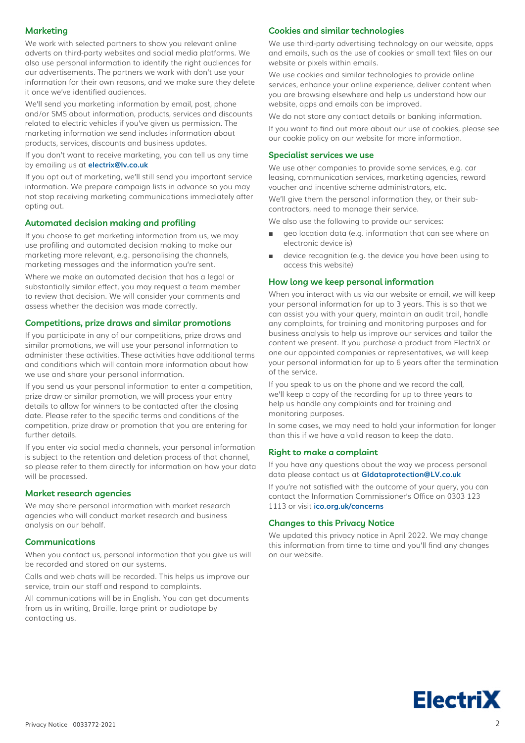## Marketing

We work with selected partners to show you relevant online adverts on third-party websites and social media platforms. We also use personal information to identify the right audiences for our advertisements. The partners we work with don't use your information for their own reasons, and we make sure they delete it once we've identified audiences.

We'll send you marketing information by email, post, phone and/or SMS about information, products, services and discounts related to electric vehicles if you've given us permission. The marketing information we send includes information about products, services, discounts and business updates.

If you don't want to receive marketing, you can tell us any time by emailing us at **electrix@lv.co.uk**

If you opt out of marketing, we'll still send you important service information. We prepare campaign lists in advance so you may not stop receiving marketing communications immediately after opting out.

## Automated decision making and profiling

If you choose to get marketing information from us, we may use profiling and automated decision making to make our marketing more relevant, e.g. personalising the channels, marketing messages and the information you're sent.

Where we make an automated decision that has a legal or substantially similar effect, you may request a team member to review that decision. We will consider your comments and assess whether the decision was made correctly.

## Competitions, prize draws and similar promotions

If you participate in any of our competitions, prize draws and similar promotions, we will use your personal information to administer these activities. These activities have additional terms and conditions which will contain more information about how we use and share your personal information.

If you send us your personal information to enter a competition, prize draw or similar promotion, we will process your entry details to allow for winners to be contacted after the closing date. Please refer to the specific terms and conditions of the competition, prize draw or promotion that you are entering for further details.

If you enter via social media channels, your personal information is subject to the retention and deletion process of that channel, so please refer to them directly for information on how your data will be processed.

## Market research agencies

We may share personal information with market research agencies who will conduct market research and business analysis on our behalf.

## Communications

When you contact us, personal information that you give us will be recorded and stored on our systems.

Calls and web chats will be recorded. This helps us improve our service, train our staff and respond to complaints.

All communications will be in English. You can get documents from us in writing, Braille, large print or audiotape by contacting us.

## Cookies and similar technologies

We use third-party advertising technology on our website, apps and emails, such as the use of cookies or small text files on our website or pixels within emails.

We use cookies and similar technologies to provide online services, enhance your online experience, deliver content when you are browsing elsewhere and help us understand how our website, apps and emails can be improved.

We do not store any contact details or banking information.

If you want to find out more about our use of cookies, please see our cookie policy on our website for more information.

## Specialist services we use

We use other companies to provide some services, e.g. car leasing, communication services, marketing agencies, reward voucher and incentive scheme administrators, etc.

We'll give them the personal information they, or their sub-contractors, need to manage their service.

We also use the following to provide our services:

- geo location data (e.g. information that can see where an electronic device is)
- device recognition (e.g. the device you have been using to access this website)

## How long we keep personal information

When you interact with us via our website or email, we will keep your personal information for up to 3 years. This is so that we can assist you with your query, maintain an audit trail, handle any complaints, for training and monitoring purposes and for business analysis to help us improve our services and tailor the content we present. If you purchase a product from ElectriX or one our appointed companies or representatives, we will keep your personal information for up to 6 years after the termination of the service.

If you speak to us on the phone and we record the call, we'll keep a copy of the recording for up to three years to help us handle any complaints and for training and monitoring purposes.

In some cases, we may need to hold your information for longer than this if we have a valid reason to keep the data.

## Right to make a complaint

If you have any questions about the way we process personal data please contact us at **GIdataprotection@LV.co.uk**

If you're not satisfied with the outcome of your query, you can contact the Information Commissioner's Office on 0303 123 1113 or visit **ico.org.uk/concerns**

## Changes to this Privacy Notice

We updated this privacy notice in April 2022. We may change this information from time to time and you'll find any changes on our website.

ElectriX

Privacy Notice 0033772-2021